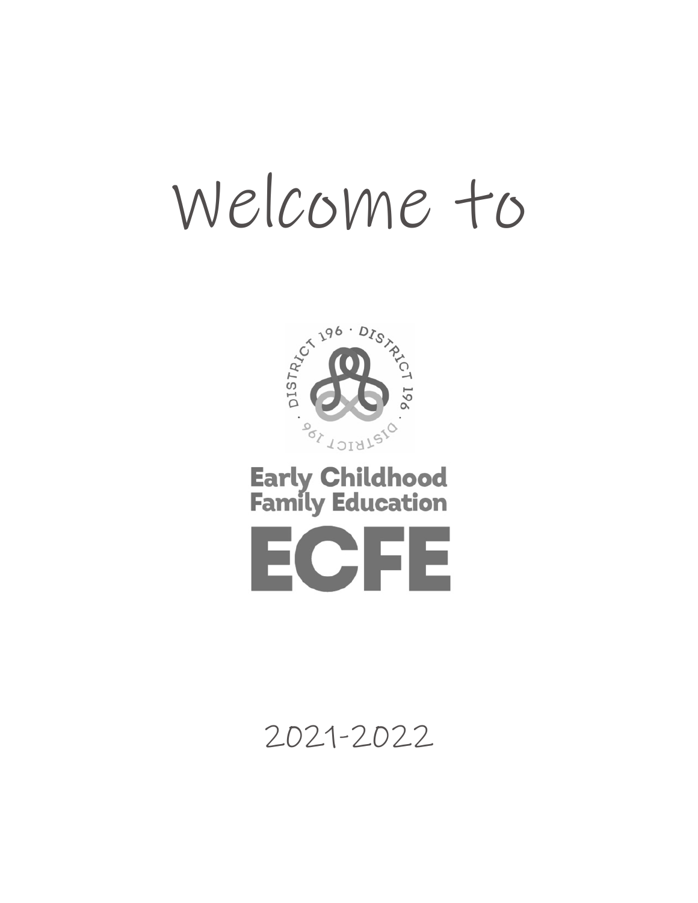# Welcome to

DISTRICT 196 · DISTRICT 196 · DISTRICT 196

**Early Childhood Family Education**

# ECFE

2021-2022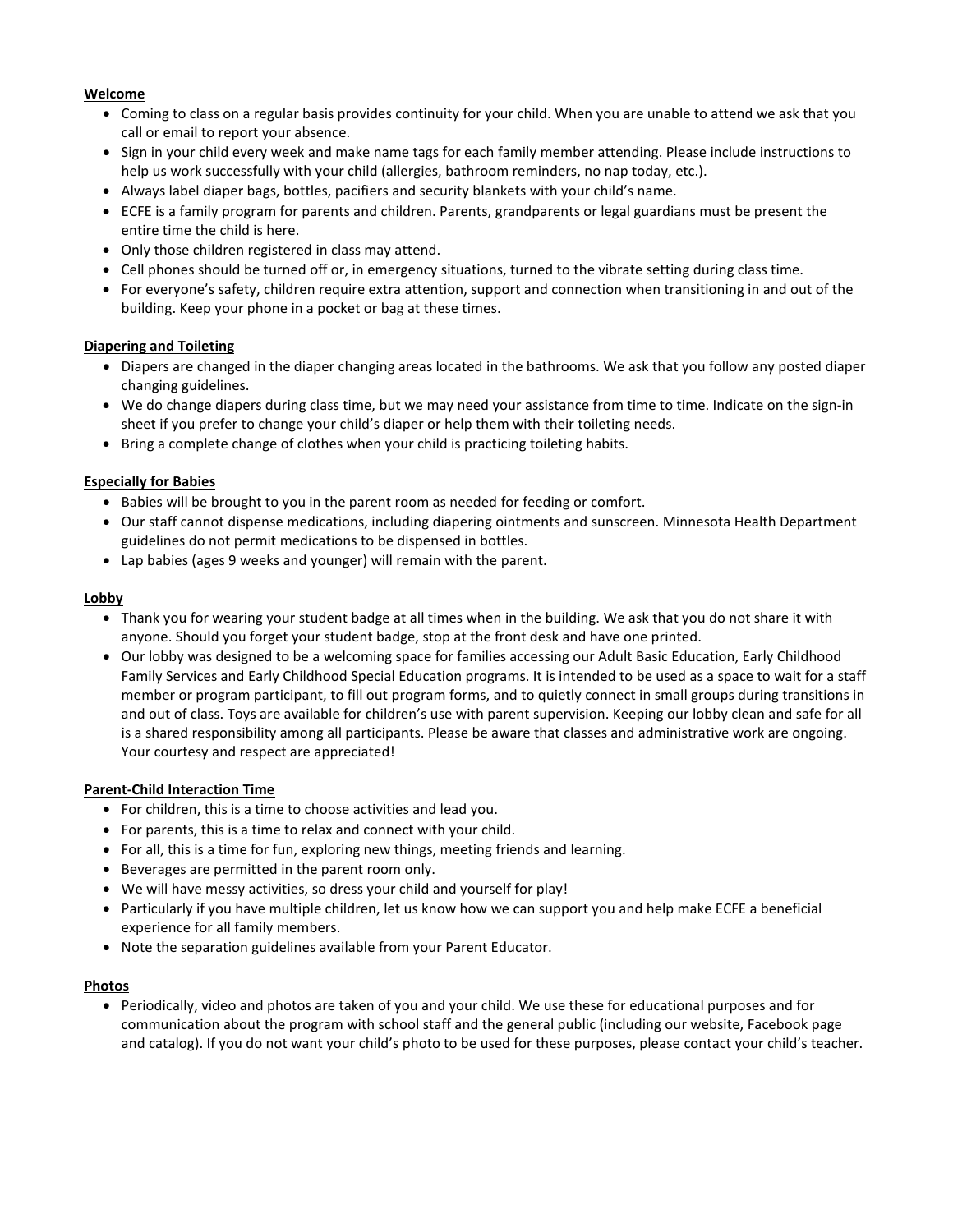**Welcome**

- Coming to class on a regular basis provides continuity for your child. When you are unable to attend we ask that you call or email to report your absence.
- Sign in your child every week and make name tags for each family member attending. Please include instructions to help us work successfully with your child (allergies, bathroom reminders, no nap today, etc.).
- Always label diaper bags, bottles, pacifiers and security blankets with your child's name.
- ECFE is a family program for parents and children. Parents, grandparents or legal guardians must be present the entire time the child is here.
- Only those children registered in class may attend.
- Cell phones should be turned off or, in emergency situations, turned to the vibrate setting during class time.
- For everyone's safety, children require extra attention, support and connection when transitioning in and out of the building. Keep your phone in a pocket or bag at these times.

**Diapering and Toileting**

- Diapers are changed in the diaper changing areas located in the bathrooms. We ask that you follow any posted diaper changing guidelines.
- We do change diapers during class time, but we may need your assistance from time to time. Indicate on the sign-in sheet if you prefer to change your child's diaper or help them with their toileting needs.
- Bring a complete change of clothes when your child is practicing toileting habits.

**Especially for Babies**

- Babies will be brought to you in the parent room as needed for feeding or comfort.
- Our staff cannot dispense medications, including diapering ointments and sunscreen. Minnesota Health Department guidelines do not permit medications to be dispensed in bottles.
- Lap babies (ages 9 weeks and younger) will remain with the parent.

**Lobby**

- Thank you for wearing your student badge at all times when in the building. We ask that you do not share it with anyone. Should you forget your student badge, stop at the front desk and have one printed.
- Our lobby was designed to be a welcoming space for families accessing our Adult Basic Education, Early Childhood Family Services and Early Childhood Special Education programs. It is intended to be used as a space to wait for a staff member or program participant, to fill out program forms, and to quietly connect in small groups during transitions in and out of class. Toys are available for children's use with parent supervision. Keeping our lobby clean and safe for all is a shared responsibility among all participants. Please be aware that classes and administrative work are ongoing. Your courtesy and respect are appreciated!

**Parent-Child Interaction Time**

- For children, this is a time to choose activities and lead you.
- For parents, this is a time to relax and connect with your child.
- For all, this is a time for fun, exploring new things, meeting friends and learning.
- Beverages are permitted in the parent room only.
- We will have messy activities, so dress your child and yourself for play!
- Particularly if you have multiple children, let us know how we can support you and help make ECFE a beneficial experience for all family members.
- Note the separation guidelines available from your Parent Educator.

**Photos**

- Periodically, video and photos are taken of you and your child. We use these for educational purposes and for communication about the program with school staff and the general public (including our website, Facebook page and catalog). If you do not want your child's photo to be used for these purposes, please contact your child's teacher.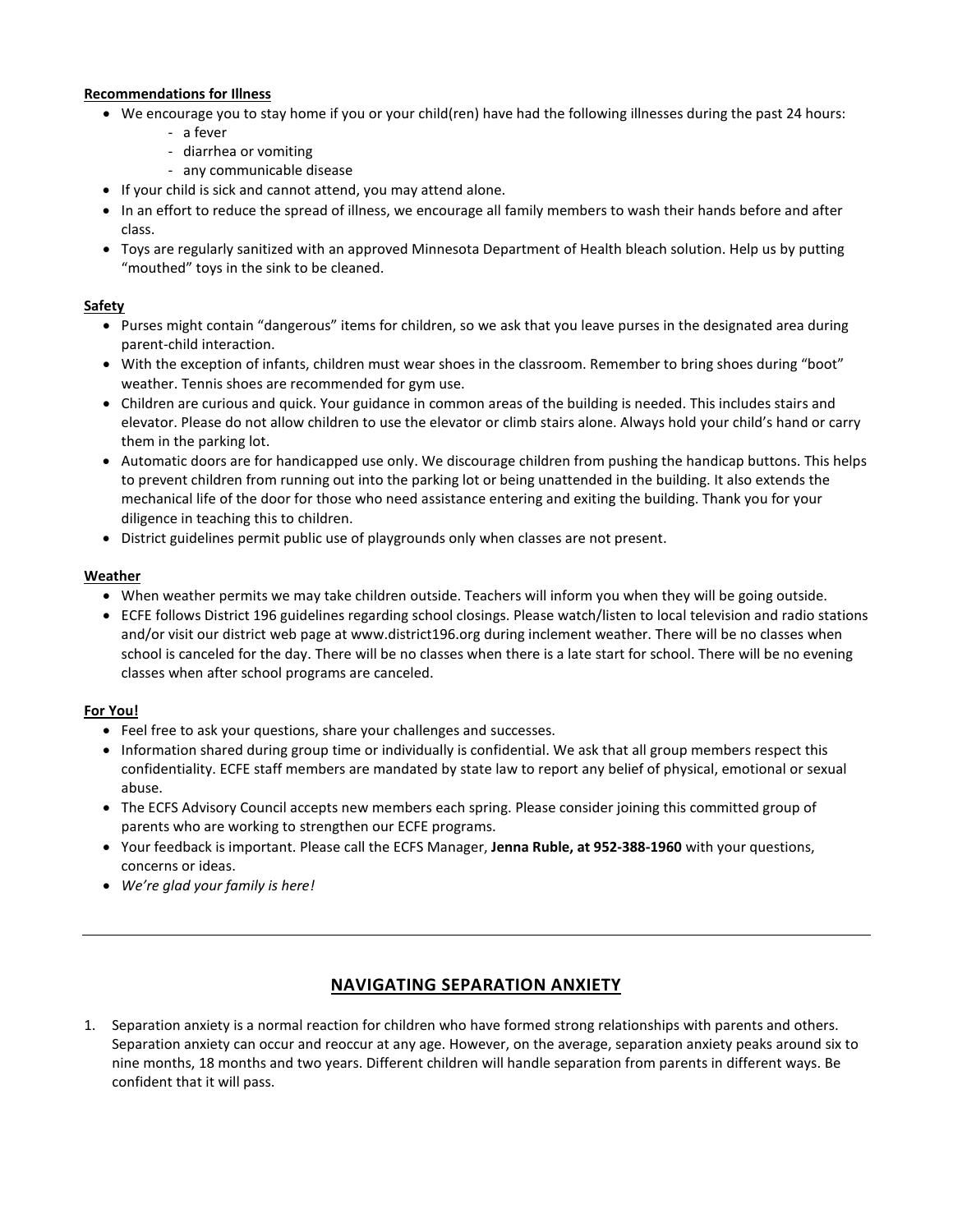**Recommendations for Illness**

- We encourage you to stay home if you or your child(ren) have had the following illnesses during the past 24 hours:
  - a fever
  - diarrhea or vomiting
  - any communicable disease
- If your child is sick and cannot attend, you may attend alone.
- In an effort to reduce the spread of illness, we encourage all family members to wash their hands before and after class.
- Toys are regularly sanitized with an approved Minnesota Department of Health bleach solution. Help us by putting "mouthed" toys in the sink to be cleaned.

**Safety**

- Purses might contain "dangerous" items for children, so we ask that you leave purses in the designated area during parent-child interaction.
- With the exception of infants, children must wear shoes in the classroom. Remember to bring shoes during "boot" weather. Tennis shoes are recommended for gym use.
- Children are curious and quick. Your guidance in common areas of the building is needed. This includes stairs and elevator. Please do not allow children to use the elevator or climb stairs alone. Always hold your child's hand or carry them in the parking lot.
- Automatic doors are for handicapped use only. We discourage children from pushing the handicap buttons. This helps to prevent children from running out into the parking lot or being unattended in the building. It also extends the mechanical life of the door for those who need assistance entering and exiting the building. Thank you for your diligence in teaching this to children.
- District guidelines permit public use of playgrounds only when classes are not present.

**Weather**

- When weather permits we may take children outside. Teachers will inform you when they will be going outside.
- ECFE follows District 196 guidelines regarding school closings. Please watch/listen to local television and radio stations and/or visit our district web page at www.district196.org during inclement weather. There will be no classes when school is canceled for the day. There will be no classes when there is a late start for school. There will be no evening classes when after school programs are canceled.

**For You!**

- Feel free to ask your questions, share your challenges and successes.
- Information shared during group time or individually is confidential. We ask that all group members respect this confidentiality. ECFE staff members are mandated by state law to report any belief of physical, emotional or sexual abuse.
- The ECFS Advisory Council accepts new members each spring. Please consider joining this committed group of parents who are working to strengthen our ECFE programs.
- Your feedback is important. Please call the ECFS Manager, **Jenna Ruble, at 952-388-1960** with your questions, concerns or ideas.
- *We're glad your family is here!*

---

## NAVIGATING SEPARATION ANXIETY

1. Separation anxiety is a normal reaction for children who have formed strong relationships with parents and others. Separation anxiety can occur and reoccur at any age. However, on the average, separation anxiety peaks around six to nine months, 18 months and two years. Different children will handle separation from parents in different ways. Be confident that it will pass.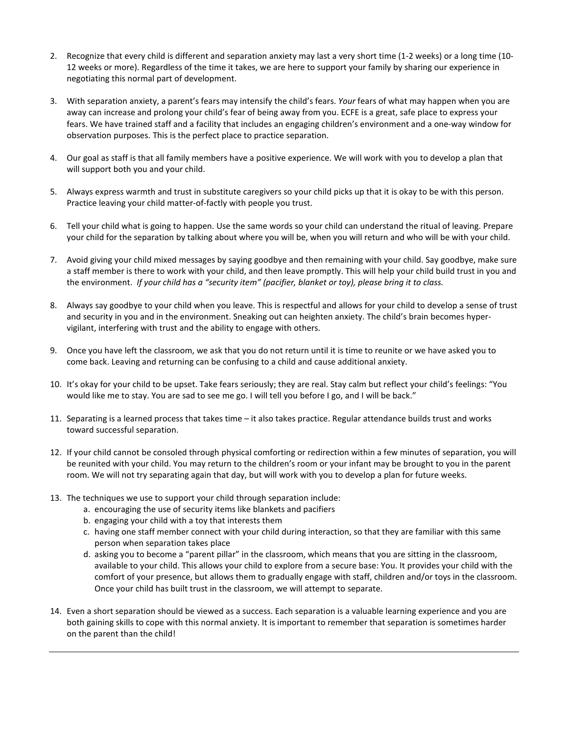2. Recognize that every child is different and separation anxiety may last a very short time (1-2 weeks) or a long time (10-12 weeks or more). Regardless of the time it takes, we are here to support your family by sharing our experience in negotiating this normal part of development.

3. With separation anxiety, a parent's fears may intensify the child's fears. *Your* fears of what may happen when you are away can increase and prolong your child's fear of being away from you. ECFE is a great, safe place to express your fears. We have trained staff and a facility that includes an engaging children's environment and a one-way window for observation purposes. This is the perfect place to practice separation.

4. Our goal as staff is that all family members have a positive experience. We will work with you to develop a plan that will support both you and your child.

5. Always express warmth and trust in substitute caregivers so your child picks up that it is okay to be with this person. Practice leaving your child matter-of-factly with people you trust.

6. Tell your child what is going to happen. Use the same words so your child can understand the ritual of leaving. Prepare your child for the separation by talking about where you will be, when you will return and who will be with your child.

7. Avoid giving your child mixed messages by saying goodbye and then remaining with your child. Say goodbye, make sure a staff member is there to work with your child, and then leave promptly. This will help your child build trust in you and the environment. *If your child has a "security item" (pacifier, blanket or toy), please bring it to class.*

8. Always say goodbye to your child when you leave. This is respectful and allows for your child to develop a sense of trust and security in you and in the environment. Sneaking out can heighten anxiety. The child's brain becomes hyper-vigilant, interfering with trust and the ability to engage with others.

9. Once you have left the classroom, we ask that you do not return until it is time to reunite or we have asked you to come back. Leaving and returning can be confusing to a child and cause additional anxiety.

10. It's okay for your child to be upset. Take fears seriously; they are real. Stay calm but reflect your child's feelings: "You would like me to stay. You are sad to see me go. I will tell you before I go, and I will be back."

11. Separating is a learned process that takes time – it also takes practice. Regular attendance builds trust and works toward successful separation.

12. If your child cannot be consoled through physical comforting or redirection within a few minutes of separation, you will be reunited with your child. You may return to the children's room or your infant may be brought to you in the parent room. We will not try separating again that day, but will work with you to develop a plan for future weeks.

13. The techniques we use to support your child through separation include:
    a. encouraging the use of security items like blankets and pacifiers
    b. engaging your child with a toy that interests them
    c. having one staff member connect with your child during interaction, so that they are familiar with this same person when separation takes place
    d. asking you to become a "parent pillar" in the classroom, which means that you are sitting in the classroom, available to your child. This allows your child to explore from a secure base: You. It provides your child with the comfort of your presence, but allows them to gradually engage with staff, children and/or toys in the classroom. Once your child has built trust in the classroom, we will attempt to separate.

14. Even a short separation should be viewed as a success. Each separation is a valuable learning experience and you are both gaining skills to cope with this normal anxiety. It is important to remember that separation is sometimes harder on the parent than the child!

---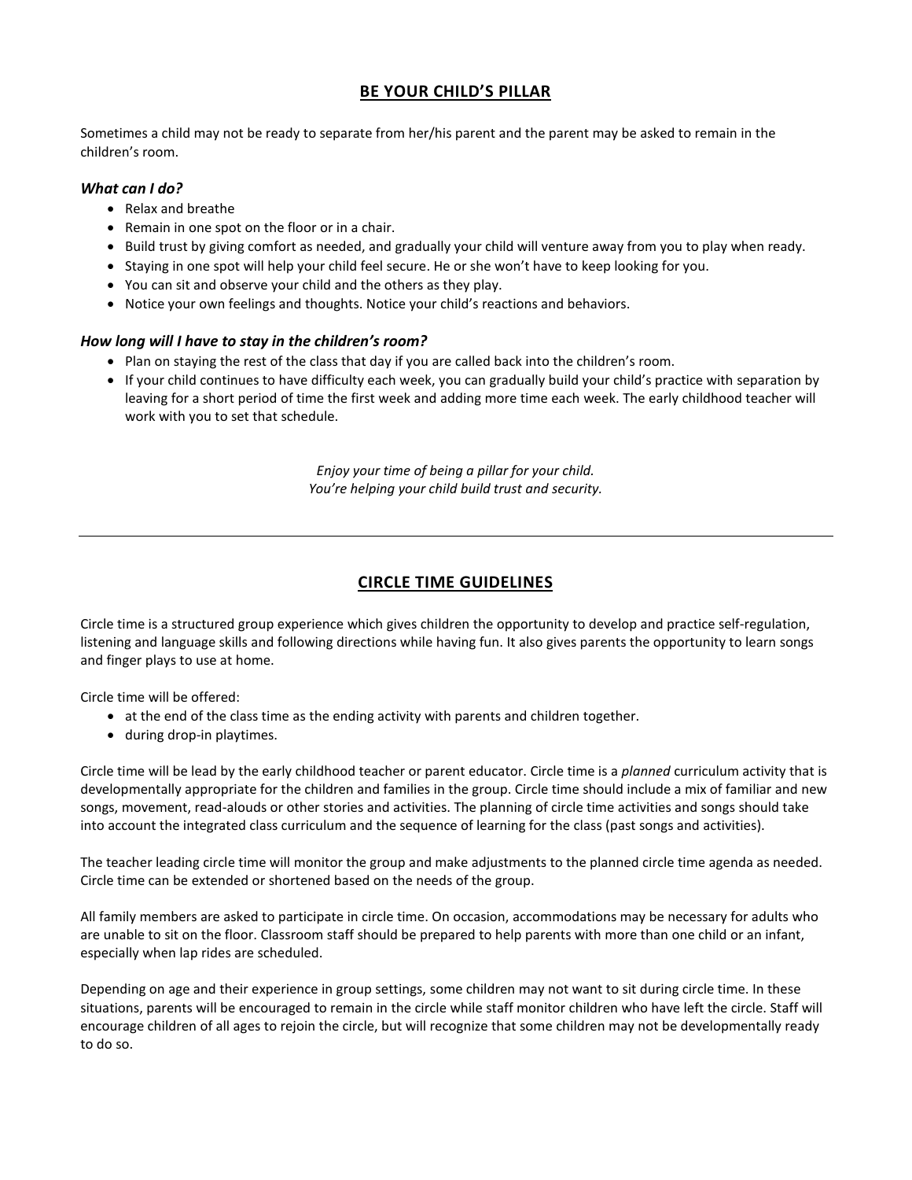## BE YOUR CHILD'S PILLAR

Sometimes a child may not be ready to separate from her/his parent and the parent may be asked to remain in the children's room.

### *What can I do?*

- Relax and breathe
- Remain in one spot on the floor or in a chair.
- Build trust by giving comfort as needed, and gradually your child will venture away from you to play when ready.
- Staying in one spot will help your child feel secure. He or she won't have to keep looking for you.
- You can sit and observe your child and the others as they play.
- Notice your own feelings and thoughts. Notice your child's reactions and behaviors.

### *How long will I have to stay in the children's room?*

- Plan on staying the rest of the class that day if you are called back into the children's room.
- If your child continues to have difficulty each week, you can gradually build your child's practice with separation by leaving for a short period of time the first week and adding more time each week. The early childhood teacher will work with you to set that schedule.

*Enjoy your time of being a pillar for your child.*
*You're helping your child build trust and security.*

---

## CIRCLE TIME GUIDELINES

Circle time is a structured group experience which gives children the opportunity to develop and practice self-regulation, listening and language skills and following directions while having fun. It also gives parents the opportunity to learn songs and finger plays to use at home.

Circle time will be offered:

- at the end of the class time as the ending activity with parents and children together.
- during drop-in playtimes.

Circle time will be lead by the early childhood teacher or parent educator. Circle time is a *planned* curriculum activity that is developmentally appropriate for the children and families in the group. Circle time should include a mix of familiar and new songs, movement, read-alouds or other stories and activities. The planning of circle time activities and songs should take into account the integrated class curriculum and the sequence of learning for the class (past songs and activities).

The teacher leading circle time will monitor the group and make adjustments to the planned circle time agenda as needed. Circle time can be extended or shortened based on the needs of the group.

All family members are asked to participate in circle time. On occasion, accommodations may be necessary for adults who are unable to sit on the floor. Classroom staff should be prepared to help parents with more than one child or an infant, especially when lap rides are scheduled.

Depending on age and their experience in group settings, some children may not want to sit during circle time. In these situations, parents will be encouraged to remain in the circle while staff monitor children who have left the circle. Staff will encourage children of all ages to rejoin the circle, but will recognize that some children may not be developmentally ready to do so.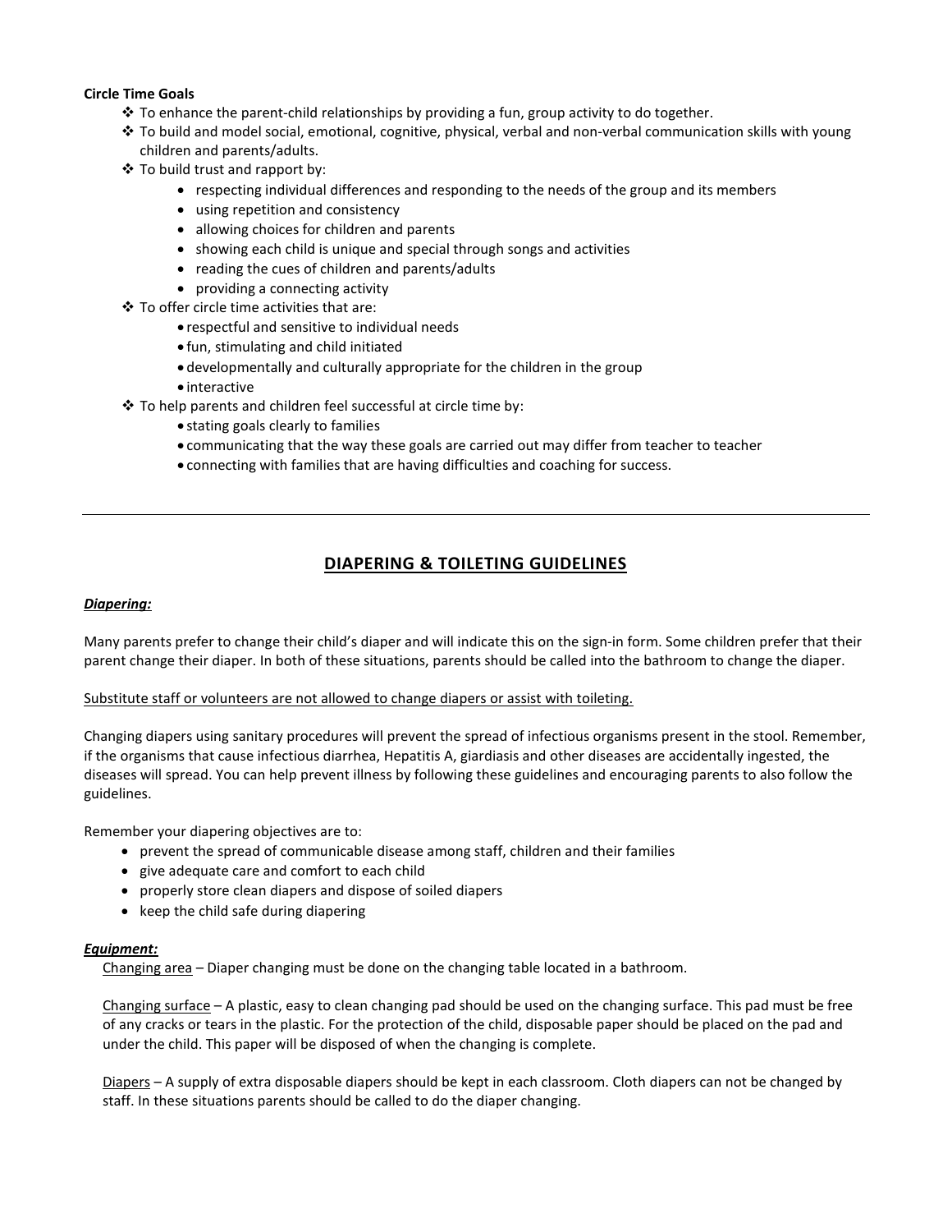**Circle Time Goals**

- To enhance the parent-child relationships by providing a fun, group activity to do together.
- To build and model social, emotional, cognitive, physical, verbal and non-verbal communication skills with young children and parents/adults.
- To build trust and rapport by:
  - respecting individual differences and responding to the needs of the group and its members
  - using repetition and consistency
  - allowing choices for children and parents
  - showing each child is unique and special through songs and activities
  - reading the cues of children and parents/adults
  - providing a connecting activity
- To offer circle time activities that are:
  - respectful and sensitive to individual needs
  - fun, stimulating and child initiated
  - developmentally and culturally appropriate for the children in the group
  - interactive
- To help parents and children feel successful at circle time by:
  - stating goals clearly to families
  - communicating that the way these goals are carried out may differ from teacher to teacher
  - connecting with families that are having difficulties and coaching for success.

---

## DIAPERING & TOILETING GUIDELINES

***Diapering:***

Many parents prefer to change their child's diaper and will indicate this on the sign-in form. Some children prefer that their parent change their diaper. In both of these situations, parents should be called into the bathroom to change the diaper.

Substitute staff or volunteers are not allowed to change diapers or assist with toileting.

Changing diapers using sanitary procedures will prevent the spread of infectious organisms present in the stool. Remember, if the organisms that cause infectious diarrhea, Hepatitis A, giardiasis and other diseases are accidentally ingested, the diseases will spread. You can help prevent illness by following these guidelines and encouraging parents to also follow the guidelines.

Remember your diapering objectives are to:

- prevent the spread of communicable disease among staff, children and their families
- give adequate care and comfort to each child
- properly store clean diapers and dispose of soiled diapers
- keep the child safe during diapering

***Equipment:***

Changing area – Diaper changing must be done on the changing table located in a bathroom.

Changing surface – A plastic, easy to clean changing pad should be used on the changing surface. This pad must be free of any cracks or tears in the plastic. For the protection of the child, disposable paper should be placed on the pad and under the child. This paper will be disposed of when the changing is complete.

Diapers – A supply of extra disposable diapers should be kept in each classroom. Cloth diapers can not be changed by staff. In these situations parents should be called to do the diaper changing.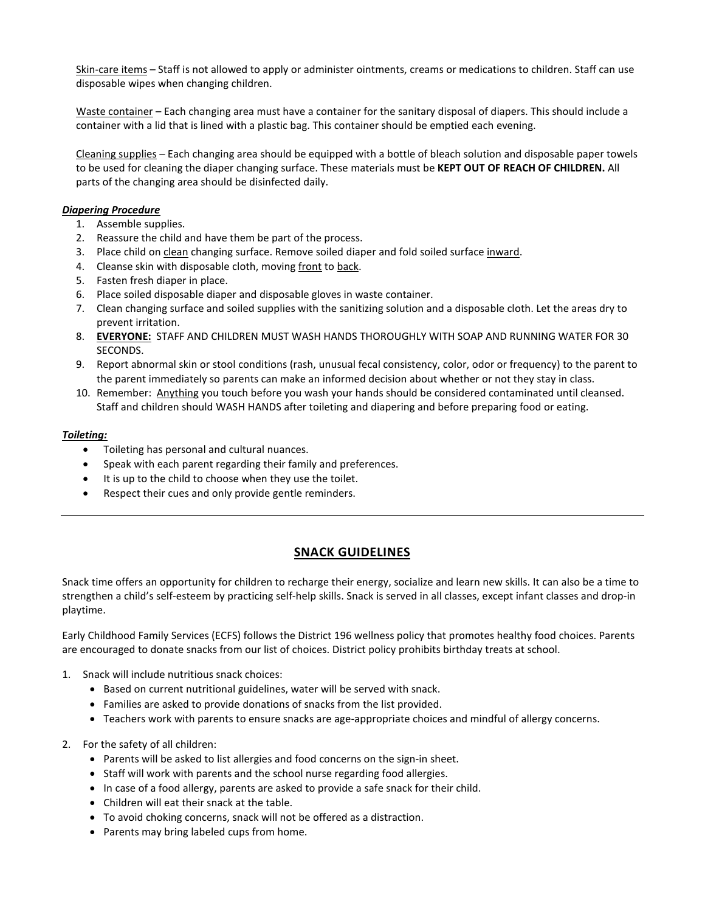<u>Skin-care items</u> – Staff is not allowed to apply or administer ointments, creams or medications to children. Staff can use disposable wipes when changing children.

<u>Waste container</u> – Each changing area must have a container for the sanitary disposal of diapers. This should include a container with a lid that is lined with a plastic bag. This container should be emptied each evening.

<u>Cleaning supplies</u> – Each changing area should be equipped with a bottle of bleach solution and disposable paper towels to be used for cleaning the diaper changing surface. These materials must be **KEPT OUT OF REACH OF CHILDREN.** All parts of the changing area should be disinfected daily.

***Diapering Procedure***

1. Assemble supplies.
2. Reassure the child and have them be part of the process.
3. Place child on <u>clean</u> changing surface. Remove soiled diaper and fold soiled surface <u>inward</u>.
4. Cleanse skin with disposable cloth, moving <u>front</u> to <u>back</u>.
5. Fasten fresh diaper in place.
6. Place soiled disposable diaper and disposable gloves in waste container.
7. Clean changing surface and soiled supplies with the sanitizing solution and a disposable cloth. Let the areas dry to prevent irritation.
8. **EVERYONE:** STAFF AND CHILDREN MUST WASH HANDS THOROUGHLY WITH SOAP AND RUNNING WATER FOR 30 SECONDS.
9. Report abnormal skin or stool conditions (rash, unusual fecal consistency, color, odor or frequency) to the parent to the parent immediately so parents can make an informed decision about whether or not they stay in class.
10. Remember: <u>Anything</u> you touch before you wash your hands should be considered contaminated until cleansed. Staff and children should WASH HANDS after toileting and diapering and before preparing food or eating.

***Toileting:***

- Toileting has personal and cultural nuances.
- Speak with each parent regarding their family and preferences.
- It is up to the child to choose when they use the toilet.
- Respect their cues and only provide gentle reminders.

---

## SNACK GUIDELINES

Snack time offers an opportunity for children to recharge their energy, socialize and learn new skills. It can also be a time to strengthen a child's self-esteem by practicing self-help skills. Snack is served in all classes, except infant classes and drop-in playtime.

Early Childhood Family Services (ECFS) follows the District 196 wellness policy that promotes healthy food choices. Parents are encouraged to donate snacks from our list of choices. District policy prohibits birthday treats at school.

1. Snack will include nutritious snack choices:
   - Based on current nutritional guidelines, water will be served with snack.
   - Families are asked to provide donations of snacks from the list provided.
   - Teachers work with parents to ensure snacks are age-appropriate choices and mindful of allergy concerns.

2. For the safety of all children:
   - Parents will be asked to list allergies and food concerns on the sign-in sheet.
   - Staff will work with parents and the school nurse regarding food allergies.
   - In case of a food allergy, parents are asked to provide a safe snack for their child.
   - Children will eat their snack at the table.
   - To avoid choking concerns, snack will not be offered as a distraction.
   - Parents may bring labeled cups from home.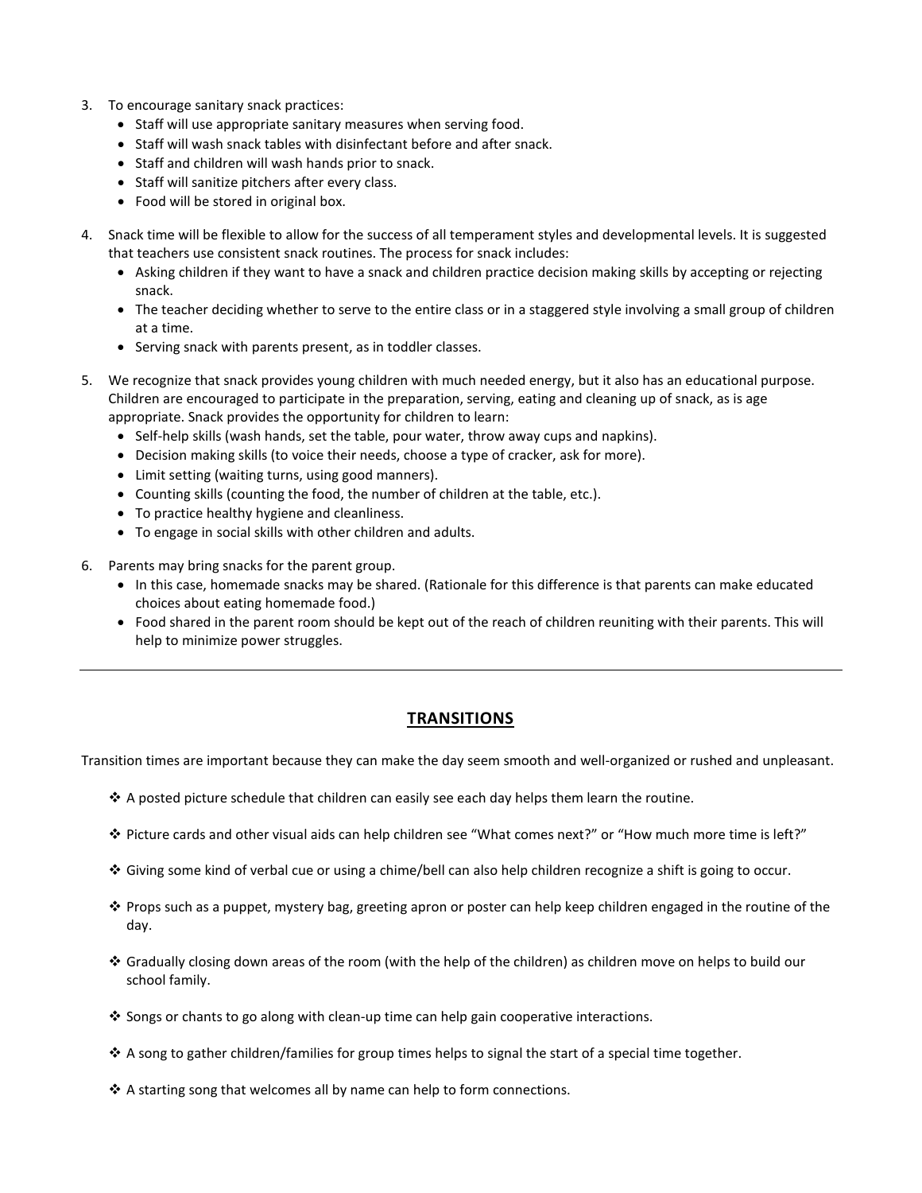3. To encourage sanitary snack practices:
   - Staff will use appropriate sanitary measures when serving food.
   - Staff will wash snack tables with disinfectant before and after snack.
   - Staff and children will wash hands prior to snack.
   - Staff will sanitize pitchers after every class.
   - Food will be stored in original box.

4. Snack time will be flexible to allow for the success of all temperament styles and developmental levels. It is suggested that teachers use consistent snack routines. The process for snack includes:
   - Asking children if they want to have a snack and children practice decision making skills by accepting or rejecting snack.
   - The teacher deciding whether to serve to the entire class or in a staggered style involving a small group of children at a time.
   - Serving snack with parents present, as in toddler classes.

5. We recognize that snack provides young children with much needed energy, but it also has an educational purpose. Children are encouraged to participate in the preparation, serving, eating and cleaning up of snack, as is age appropriate. Snack provides the opportunity for children to learn:
   - Self-help skills (wash hands, set the table, pour water, throw away cups and napkins).
   - Decision making skills (to voice their needs, choose a type of cracker, ask for more).
   - Limit setting (waiting turns, using good manners).
   - Counting skills (counting the food, the number of children at the table, etc.).
   - To practice healthy hygiene and cleanliness.
   - To engage in social skills with other children and adults.

6. Parents may bring snacks for the parent group.
   - In this case, homemade snacks may be shared. (Rationale for this difference is that parents can make educated choices about eating homemade food.)
   - Food shared in the parent room should be kept out of the reach of children reuniting with their parents. This will help to minimize power struggles.

---

## TRANSITIONS

Transition times are important because they can make the day seem smooth and well-organized or rushed and unpleasant.

- A posted picture schedule that children can easily see each day helps them learn the routine.
- Picture cards and other visual aids can help children see "What comes next?" or "How much more time is left?"
- Giving some kind of verbal cue or using a chime/bell can also help children recognize a shift is going to occur.
- Props such as a puppet, mystery bag, greeting apron or poster can help keep children engaged in the routine of the day.
- Gradually closing down areas of the room (with the help of the children) as children move on helps to build our school family.
- Songs or chants to go along with clean-up time can help gain cooperative interactions.
- A song to gather children/families for group times helps to signal the start of a special time together.
- A starting song that welcomes all by name can help to form connections.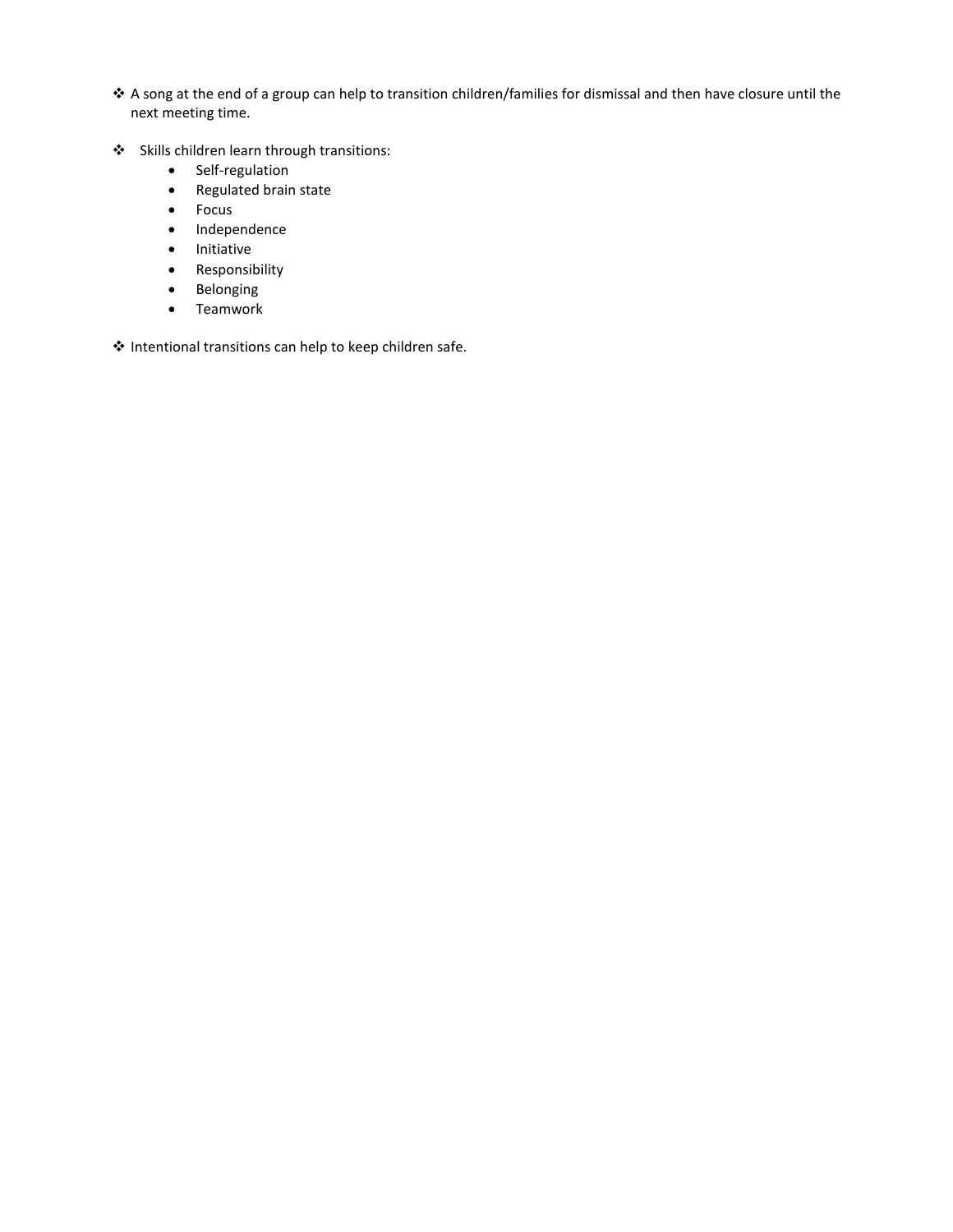- A song at the end of a group can help to transition children/families for dismissal and then have closure until the next meeting time.

- Skills children learn through transitions:
  - Self-regulation
  - Regulated brain state
  - Focus
  - Independence
  - Initiative
  - Responsibility
  - Belonging
  - Teamwork

- Intentional transitions can help to keep children safe.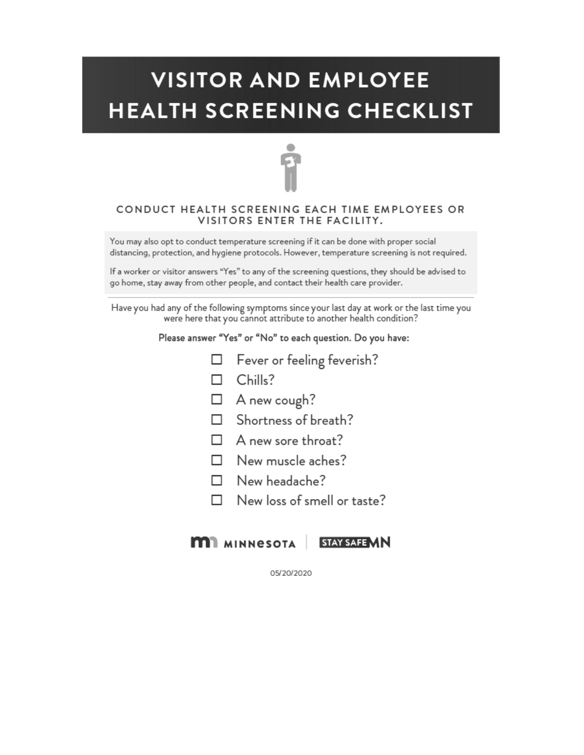# VISITOR AND EMPLOYEE HEALTH SCREENING CHECKLIST

### CONDUCT HEALTH SCREENING EACH TIME EMPLOYEES OR VISITORS ENTER THE FACILITY.

You may also opt to conduct temperature screening if it can be done with proper social distancing, protection, and hygiene protocols. However, temperature screening is not required.

If a worker or visitor answers "Yes" to any of the screening questions, they should be advised to go home, stay away from other people, and contact their health care provider.

Have you had any of the following symptoms since your last day at work or the last time you were here that you cannot attribute to another health condition?

**Please answer "Yes" or "No" to each question. Do you have:**

- ☐ Fever or feeling feverish?
- ☐ Chills?
- ☐ A new cough?
- ☐ Shortness of breath?
- ☐ A new sore throat?
- ☐ New muscle aches?
- ☐ New headache?
- ☐ New loss of smell or taste?

MINNESOTA | STAY SAFE MN

05/20/2020